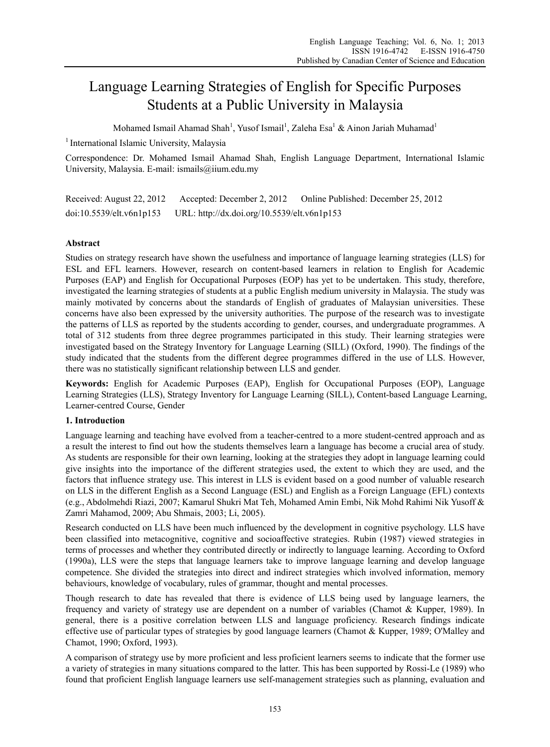# Language Learning Strategies of English for Specific Purposes Students at a Public University in Malaysia

Mohamed Ismail Ahamad Shah[1], Yusof Ismail[1], Zaleha Esa[1] & Ainon Jariah Muhamad[1]

[1] International Islamic University, Malaysia

Correspondence: Dr. Mohamed Ismail Ahamad Shah, English Language Department, International Islamic University, Malaysia. E-mail: ismails@iium.edu.my

Received: August 22, 2012 Accepted: December 2, 2012 Online Published: December 25, 2012

doi:10.5539/elt.v6n1p153 URL: http://dx.doi.org/10.5539/elt.v6n1p153

## Abstract

Studies on strategy research have shown the usefulness and importance of language learning strategies (LLS) for ESL and EFL learners. However, research on content-based learners in relation to English for Academic Purposes (EAP) and English for Occupational Purposes (EOP) has yet to be undertaken. This study, therefore, investigated the learning strategies of students at a public English medium university in Malaysia. The study was mainly motivated by concerns about the standards of English of graduates of Malaysian universities. These concerns have also been expressed by the university authorities. The purpose of the research was to investigate the patterns of LLS as reported by the students according to gender, courses, and undergraduate programmes. A total of 312 students from three degree programmes participated in this study. Their learning strategies were investigated based on the Strategy Inventory for Language Learning (SILL) (Oxford, 1990). The findings of the study indicated that the students from the different degree programmes differed in the use of LLS. However, there was no statistically significant relationship between LLS and gender.

**Keywords:** English for Academic Purposes (EAP), English for Occupational Purposes (EOP), Language Learning Strategies (LLS), Strategy Inventory for Language Learning (SILL), Content-based Language Learning, Learner-centred Course, Gender

## 1. Introduction

Language learning and teaching have evolved from a teacher-centred to a more student-centred approach and as a result the interest to find out how the students themselves learn a language has become a crucial area of study. As students are responsible for their own learning, looking at the strategies they adopt in language learning could give insights into the importance of the different strategies used, the extent to which they are used, and the factors that influence strategy use. This interest in LLS is evident based on a good number of valuable research on LLS in the different English as a Second Language (ESL) and English as a Foreign Language (EFL) contexts (e.g., Abdolmehdi Riazi, 2007; Kamarul Shukri Mat Teh, Mohamed Amin Embi, Nik Mohd Rahimi Nik Yusoff & Zamri Mahamod, 2009; Abu Shmais, 2003; Li, 2005).

Research conducted on LLS have been much influenced by the development in cognitive psychology. LLS have been classified into metacognitive, cognitive and socioaffective strategies. Rubin (1987) viewed strategies in terms of processes and whether they contributed directly or indirectly to language learning. According to Oxford (1990a), LLS were the steps that language learners take to improve language learning and develop language competence. She divided the strategies into direct and indirect strategies which involved information, memory behaviours, knowledge of vocabulary, rules of grammar, thought and mental processes.

Though research to date has revealed that there is evidence of LLS being used by language learners, the frequency and variety of strategy use are dependent on a number of variables (Chamot & Kupper, 1989). In general, there is a positive correlation between LLS and language proficiency. Research findings indicate effective use of particular types of strategies by good language learners (Chamot & Kupper, 1989; O'Malley and Chamot, 1990; Oxford, 1993).

A comparison of strategy use by more proficient and less proficient learners seems to indicate that the former use a variety of strategies in many situations compared to the latter. This has been supported by Rossi-Le (1989) who found that proficient English language learners use self-management strategies such as planning, evaluation and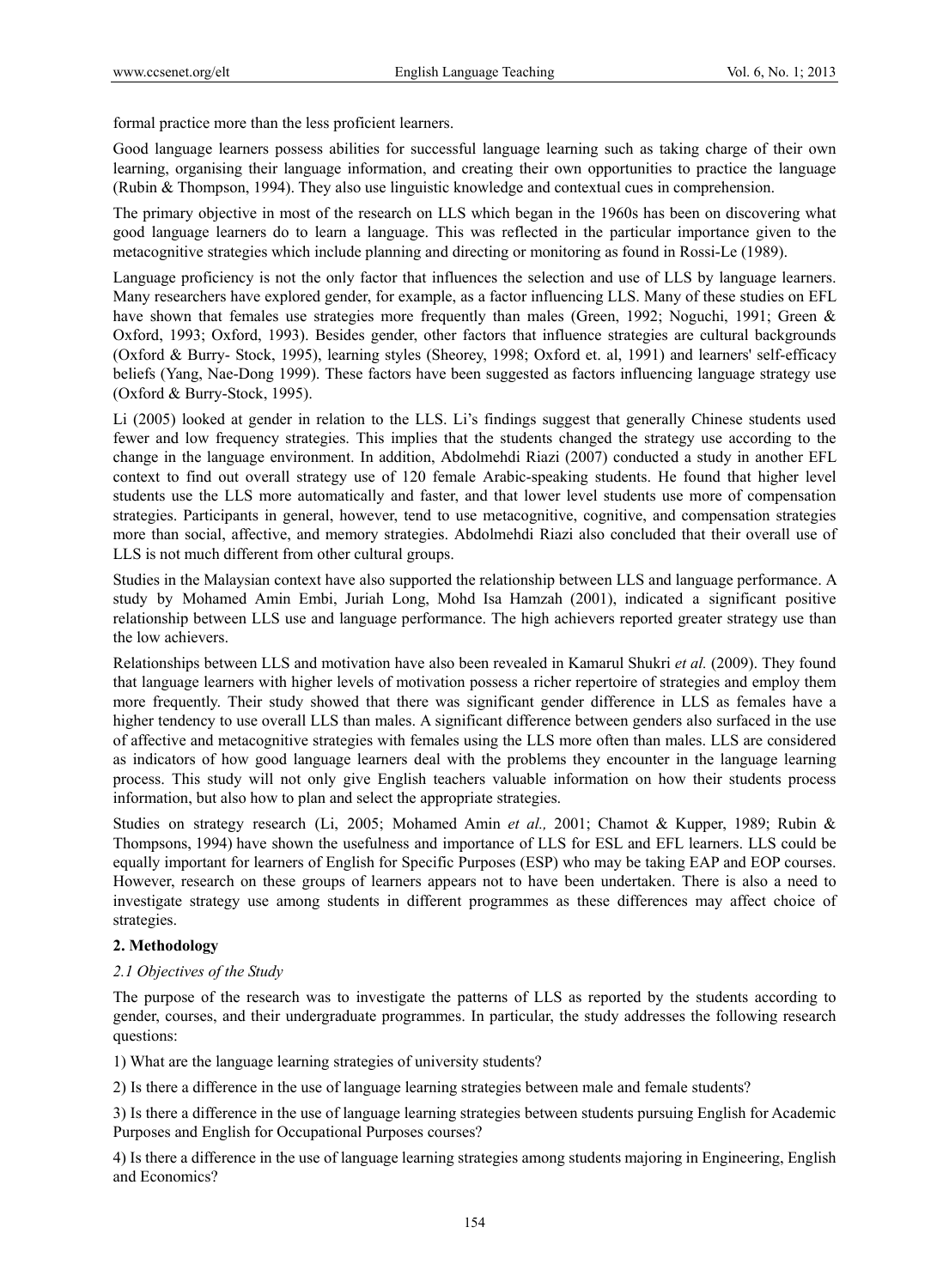formal practice more than the less proficient learners.

Good language learners possess abilities for successful language learning such as taking charge of their own learning, organising their language information, and creating their own opportunities to practice the language (Rubin & Thompson, 1994). They also use linguistic knowledge and contextual cues in comprehension.

The primary objective in most of the research on LLS which began in the 1960s has been on discovering what good language learners do to learn a language. This was reflected in the particular importance given to the metacognitive strategies which include planning and directing or monitoring as found in Rossi-Le (1989).

Language proficiency is not the only factor that influences the selection and use of LLS by language learners. Many researchers have explored gender, for example, as a factor influencing LLS. Many of these studies on EFL have shown that females use strategies more frequently than males (Green, 1992; Noguchi, 1991; Green & Oxford, 1993; Oxford, 1993). Besides gender, other factors that influence strategies are cultural backgrounds (Oxford & Burry- Stock, 1995), learning styles (Sheorey, 1998; Oxford et. al, 1991) and learners' self-efficacy beliefs (Yang, Nae-Dong 1999). These factors have been suggested as factors influencing language strategy use (Oxford & Burry-Stock, 1995).

Li (2005) looked at gender in relation to the LLS. Li's findings suggest that generally Chinese students used fewer and low frequency strategies. This implies that the students changed the strategy use according to the change in the language environment. In addition, Abdolmehdi Riazi (2007) conducted a study in another EFL context to find out overall strategy use of 120 female Arabic-speaking students. He found that higher level students use the LLS more automatically and faster, and that lower level students use more of compensation strategies. Participants in general, however, tend to use metacognitive, cognitive, and compensation strategies more than social, affective, and memory strategies. Abdolmehdi Riazi also concluded that their overall use of LLS is not much different from other cultural groups.

Studies in the Malaysian context have also supported the relationship between LLS and language performance. A study by Mohamed Amin Embi, Juriah Long, Mohd Isa Hamzah (2001), indicated a significant positive relationship between LLS use and language performance. The high achievers reported greater strategy use than the low achievers.

Relationships between LLS and motivation have also been revealed in Kamarul Shukri *et al.* (2009). They found that language learners with higher levels of motivation possess a richer repertoire of strategies and employ them more frequently. Their study showed that there was significant gender difference in LLS as females have a higher tendency to use overall LLS than males. A significant difference between genders also surfaced in the use of affective and metacognitive strategies with females using the LLS more often than males. LLS are considered as indicators of how good language learners deal with the problems they encounter in the language learning process. This study will not only give English teachers valuable information on how their students process information, but also how to plan and select the appropriate strategies.

Studies on strategy research (Li, 2005; Mohamed Amin *et al.,* 2001; Chamot & Kupper, 1989; Rubin & Thompsons, 1994) have shown the usefulness and importance of LLS for ESL and EFL learners. LLS could be equally important for learners of English for Specific Purposes (ESP) who may be taking EAP and EOP courses. However, research on these groups of learners appears not to have been undertaken. There is also a need to investigate strategy use among students in different programmes as these differences may affect choice of strategies.

## 2. Methodology

### *2.1 Objectives of the Study*

The purpose of the research was to investigate the patterns of LLS as reported by the students according to gender, courses, and their undergraduate programmes. In particular, the study addresses the following research questions:

1) What are the language learning strategies of university students?

2) Is there a difference in the use of language learning strategies between male and female students?

3) Is there a difference in the use of language learning strategies between students pursuing English for Academic Purposes and English for Occupational Purposes courses?

4) Is there a difference in the use of language learning strategies among students majoring in Engineering, English and Economics?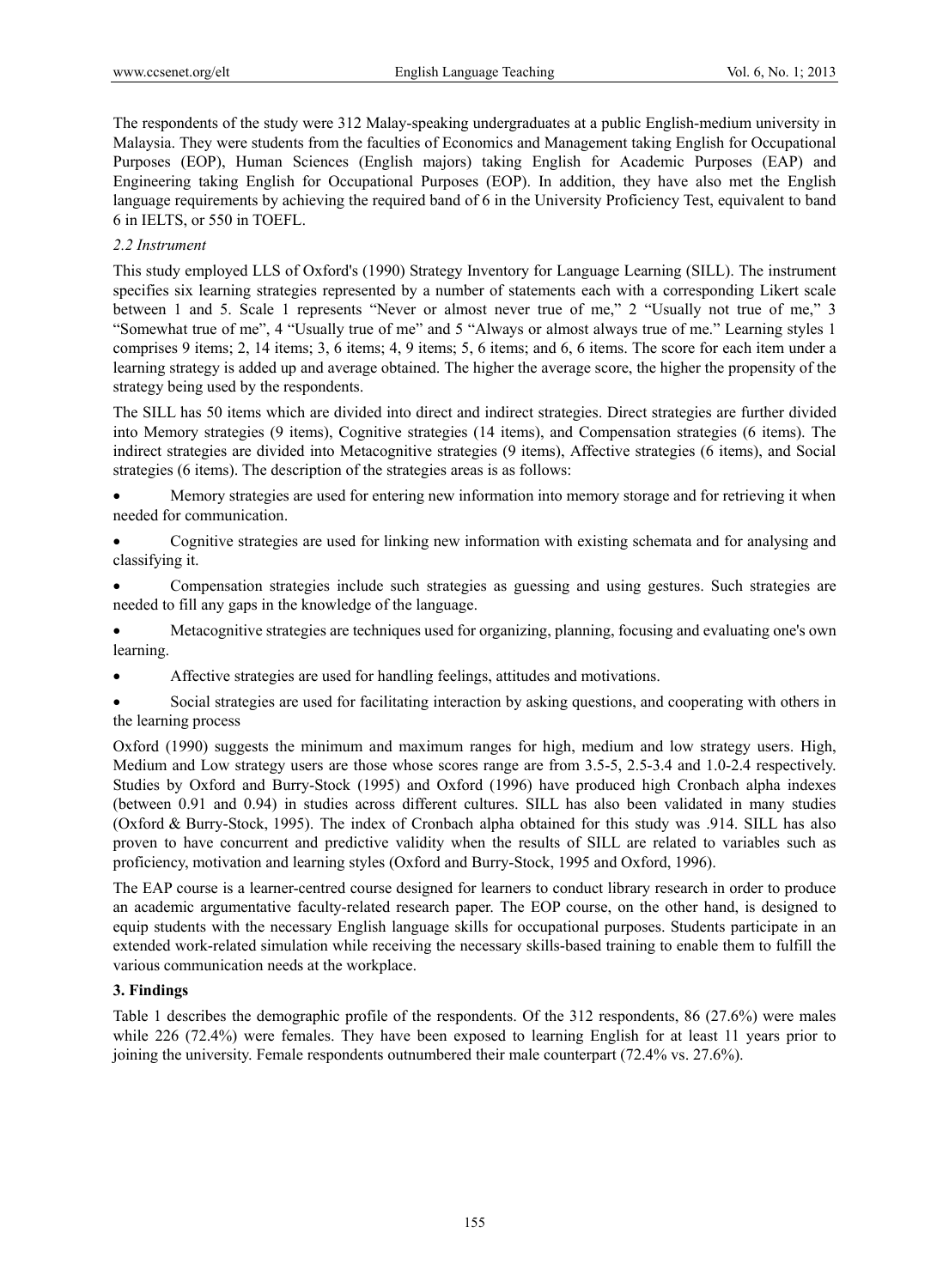The respondents of the study were 312 Malay-speaking undergraduates at a public English-medium university in Malaysia. They were students from the faculties of Economics and Management taking English for Occupational Purposes (EOP), Human Sciences (English majors) taking English for Academic Purposes (EAP) and Engineering taking English for Occupational Purposes (EOP). In addition, they have also met the English language requirements by achieving the required band of 6 in the University Proficiency Test, equivalent to band 6 in IELTS, or 550 in TOEFL.

### *2.2 Instrument*

This study employed LLS of Oxford's (1990) Strategy Inventory for Language Learning (SILL). The instrument specifies six learning strategies represented by a number of statements each with a corresponding Likert scale between 1 and 5. Scale 1 represents "Never or almost never true of me," 2 "Usually not true of me," 3 "Somewhat true of me", 4 "Usually true of me" and 5 "Always or almost always true of me." Learning styles 1 comprises 9 items; 2, 14 items; 3, 6 items; 4, 9 items; 5, 6 items; and 6, 6 items. The score for each item under a learning strategy is added up and average obtained. The higher the average score, the higher the propensity of the strategy being used by the respondents.

The SILL has 50 items which are divided into direct and indirect strategies. Direct strategies are further divided into Memory strategies (9 items), Cognitive strategies (14 items), and Compensation strategies (6 items). The indirect strategies are divided into Metacognitive strategies (9 items), Affective strategies (6 items), and Social strategies (6 items). The description of the strategies areas is as follows:

- Memory strategies are used for entering new information into memory storage and for retrieving it when needed for communication.
- Cognitive strategies are used for linking new information with existing schemata and for analysing and classifying it.
- Compensation strategies include such strategies as guessing and using gestures. Such strategies are needed to fill any gaps in the knowledge of the language.
- Metacognitive strategies are techniques used for organizing, planning, focusing and evaluating one's own learning.
- Affective strategies are used for handling feelings, attitudes and motivations.
- Social strategies are used for facilitating interaction by asking questions, and cooperating with others in the learning process

Oxford (1990) suggests the minimum and maximum ranges for high, medium and low strategy users. High, Medium and Low strategy users are those whose scores range are from 3.5-5, 2.5-3.4 and 1.0-2.4 respectively. Studies by Oxford and Burry-Stock (1995) and Oxford (1996) have produced high Cronbach alpha indexes (between 0.91 and 0.94) in studies across different cultures. SILL has also been validated in many studies (Oxford & Burry-Stock, 1995). The index of Cronbach alpha obtained for this study was .914. SILL has also proven to have concurrent and predictive validity when the results of SILL are related to variables such as proficiency, motivation and learning styles (Oxford and Burry-Stock, 1995 and Oxford, 1996).

The EAP course is a learner-centred course designed for learners to conduct library research in order to produce an academic argumentative faculty-related research paper. The EOP course, on the other hand, is designed to equip students with the necessary English language skills for occupational purposes. Students participate in an extended work-related simulation while receiving the necessary skills-based training to enable them to fulfill the various communication needs at the workplace.

## **3. Findings**

Table 1 describes the demographic profile of the respondents. Of the 312 respondents, 86 (27.6%) were males while 226 (72.4%) were females. They have been exposed to learning English for at least 11 years prior to joining the university. Female respondents outnumbered their male counterpart (72.4% vs. 27.6%).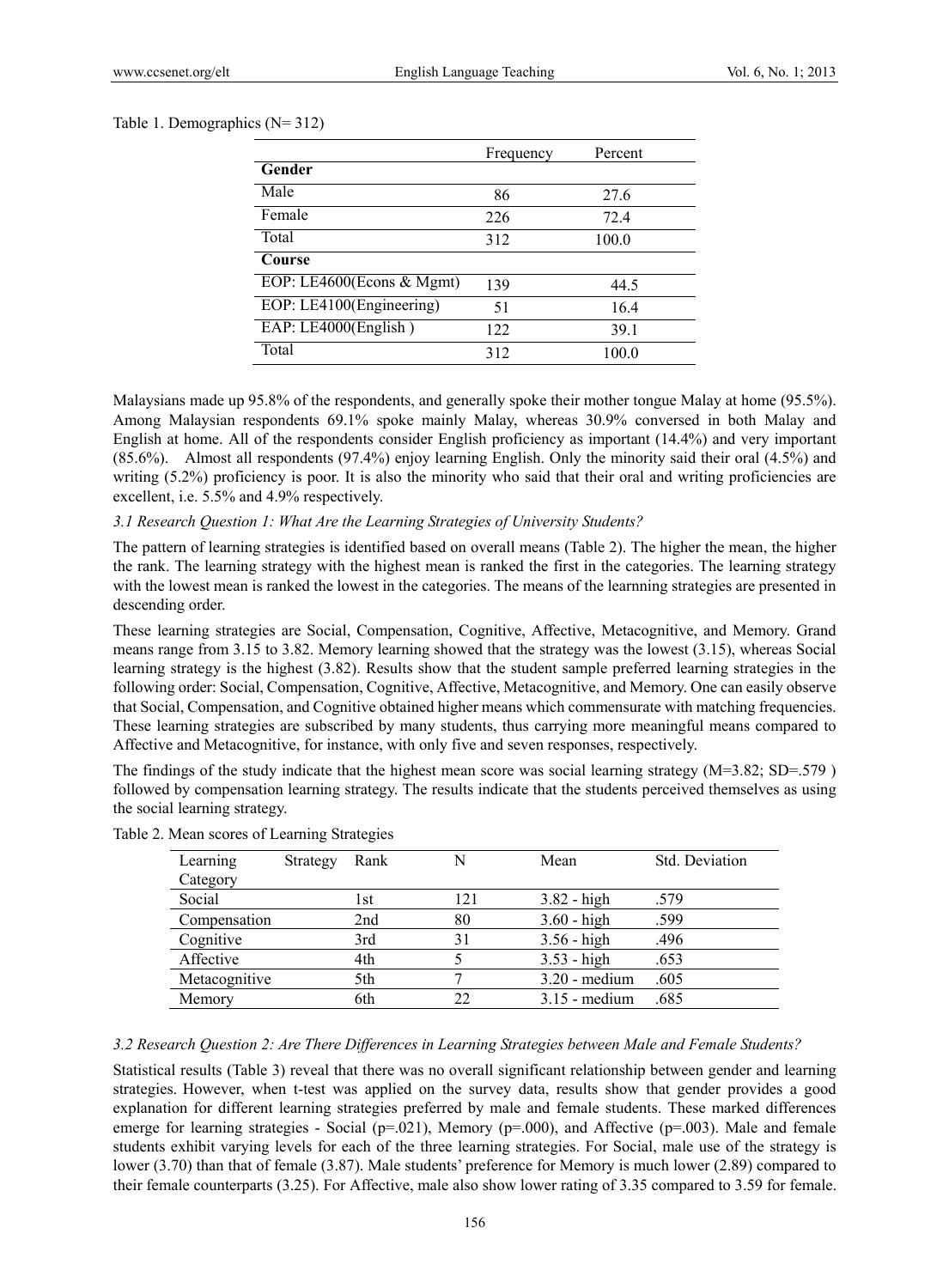Table 1. Demographics (N= 312)

| | Frequency | Percent |
|---|---|---|
| **Gender** | | |
| Male | 86 | 27.6 |
| Female | 226 | 72.4 |
| Total | 312 | 100.0 |
| **Course** | | |
| EOP: LE4600(Econs & Mgmt) | 139 | 44.5 |
| EOP: LE4100(Engineering) | 51 | 16.4 |
| EAP: LE4000(English ) | 122 | 39.1 |
| Total | 312 | 100.0 |

Malaysians made up 95.8% of the respondents, and generally spoke their mother tongue Malay at home (95.5%). Among Malaysian respondents 69.1% spoke mainly Malay, whereas 30.9% conversed in both Malay and English at home. All of the respondents consider English proficiency as important (14.4%) and very important (85.6%). Almost all respondents (97.4%) enjoy learning English. Only the minority said their oral (4.5%) and writing (5.2%) proficiency is poor. It is also the minority who said that their oral and writing proficiencies are excellent, i.e. 5.5% and 4.9% respectively.

### *3.1 Research Question 1: What Are the Learning Strategies of University Students?*

The pattern of learning strategies is identified based on overall means (Table 2). The higher the mean, the higher the rank. The learning strategy with the highest mean is ranked the first in the categories. The learning strategy with the lowest mean is ranked the lowest in the categories. The means of the learnning strategies are presented in descending order.

These learning strategies are Social, Compensation, Cognitive, Affective, Metacognitive, and Memory. Grand means range from 3.15 to 3.82. Memory learning showed that the strategy was the lowest (3.15), whereas Social learning strategy is the highest (3.82). Results show that the student sample preferred learning strategies in the following order: Social, Compensation, Cognitive, Affective, Metacognitive, and Memory. One can easily observe that Social, Compensation, and Cognitive obtained higher means which commensurate with matching frequencies. These learning strategies are subscribed by many students, thus carrying more meaningful means compared to Affective and Metacognitive, for instance, with only five and seven responses, respectively.

The findings of the study indicate that the highest mean score was social learning strategy (M=3.82; SD=.579 ) followed by compensation learning strategy. The results indicate that the students perceived themselves as using the social learning strategy.

Table 2. Mean scores of Learning Strategies

| Learning Strategy Category | Rank | N | Mean | Std. Deviation |
|---|---|---|---|---|
| Social | 1st | 121 | 3.82 - high | .579 |
| Compensation | 2nd | 80 | 3.60 - high | .599 |
| Cognitive | 3rd | 31 | 3.56 - high | .496 |
| Affective | 4th | 5 | 3.53 - high | .653 |
| Metacognitive | 5th | 7 | 3.20 - medium | .605 |
| Memory | 6th | 22 | 3.15 - medium | .685 |

### *3.2 Research Question 2: Are There Differences in Learning Strategies between Male and Female Students?*

Statistical results (Table 3) reveal that there was no overall significant relationship between gender and learning strategies. However, when t-test was applied on the survey data, results show that gender provides a good explanation for different learning strategies preferred by male and female students. These marked differences emerge for learning strategies - Social (p=.021), Memory (p=.000), and Affective (p=.003). Male and female students exhibit varying levels for each of the three learning strategies. For Social, male use of the strategy is lower (3.70) than that of female (3.87). Male students' preference for Memory is much lower (2.89) compared to their female counterparts (3.25). For Affective, male also show lower rating of 3.35 compared to 3.59 for female.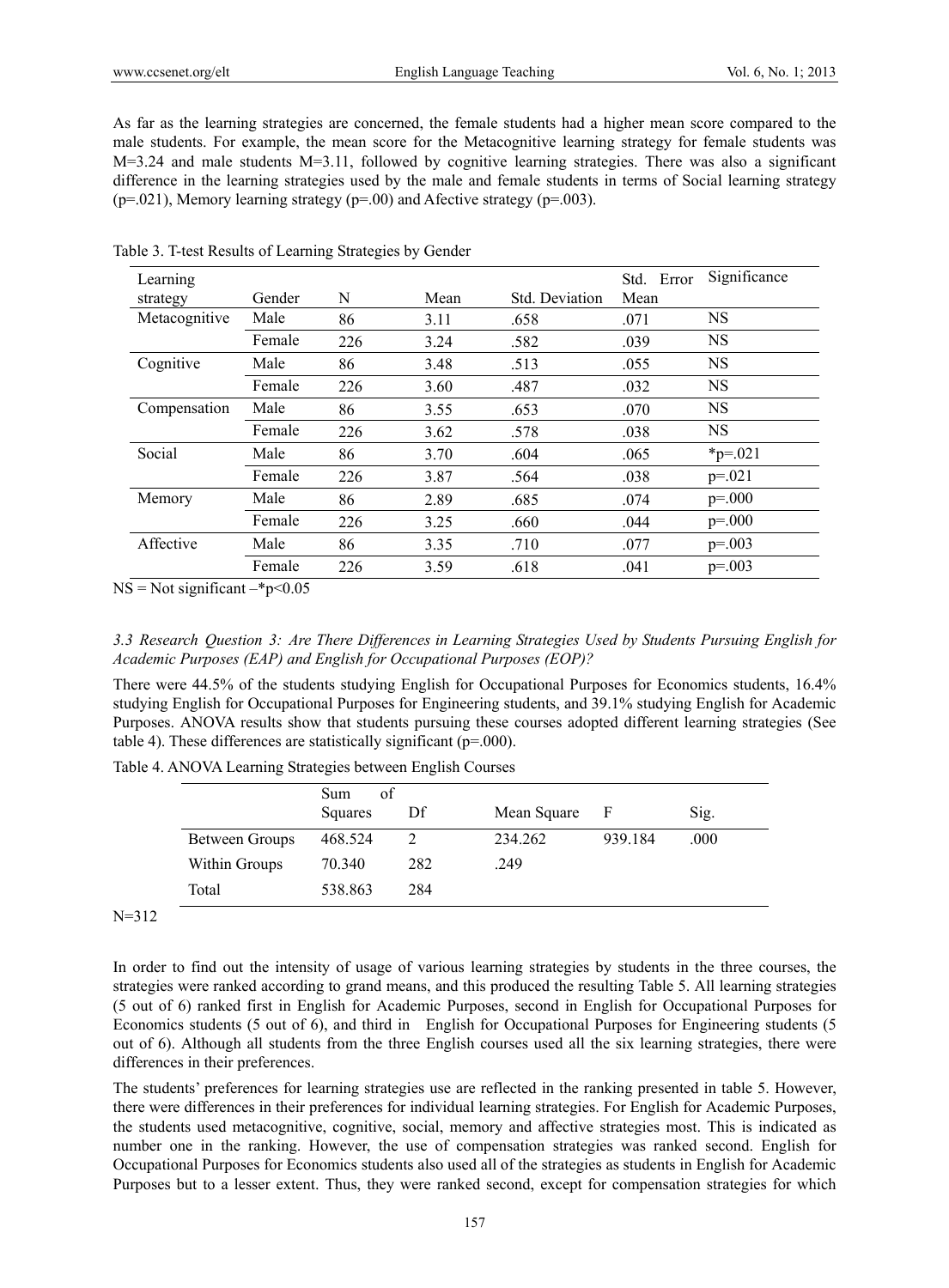As far as the learning strategies are concerned, the female students had a higher mean score compared to the male students. For example, the mean score for the Metacognitive learning strategy for female students was M=3.24 and male students M=3.11, followed by cognitive learning strategies. There was also a significant difference in the learning strategies used by the male and female students in terms of Social learning strategy (p=.021), Memory learning strategy (p=.00) and Afective strategy (p=.003).

Table 3. T-test Results of Learning Strategies by Gender

| Learning strategy | Gender | N | Mean | Std. Deviation | Std. Error Mean | Significance |
|---|---|---|---|---|---|---|
| Metacognitive | Male | 86 | 3.11 | .658 | .071 | NS |
| | Female | 226 | 3.24 | .582 | .039 | NS |
| Cognitive | Male | 86 | 3.48 | .513 | .055 | NS |
| | Female | 226 | 3.60 | .487 | .032 | NS |
| Compensation | Male | 86 | 3.55 | .653 | .070 | NS |
| | Female | 226 | 3.62 | .578 | .038 | NS |
| Social | Male | 86 | 3.70 | .604 | .065 | *p=.021 |
| | Female | 226 | 3.87 | .564 | .038 | p=.021 |
| Memory | Male | 86 | 2.89 | .685 | .074 | p=.000 |
| | Female | 226 | 3.25 | .660 | .044 | p=.000 |
| Affective | Male | 86 | 3.35 | .710 | .077 | p=.003 |
| | Female | 226 | 3.59 | .618 | .041 | p=.003 |

NS = Not significant –*p<0.05

### *3.3 Research Question 3: Are There Differences in Learning Strategies Used by Students Pursuing English for Academic Purposes (EAP) and English for Occupational Purposes (EOP)?*

There were 44.5% of the students studying English for Occupational Purposes for Economics students, 16.4% studying English for Occupational Purposes for Engineering students, and 39.1% studying English for Academic Purposes. ANOVA results show that students pursuing these courses adopted different learning strategies (See table 4). These differences are statistically significant (p=.000).

Table 4. ANOVA Learning Strategies between English Courses

| | Sum of Squares | Df | Mean Square | F | Sig. |
|---|---|---|---|---|---|
| Between Groups | 468.524 | 2 | 234.262 | 939.184 | .000 |
| Within Groups | 70.340 | 282 | .249 | | |
| Total | 538.863 | 284 | | | |

N=312

In order to find out the intensity of usage of various learning strategies by students in the three courses, the strategies were ranked according to grand means, and this produced the resulting Table 5. All learning strategies (5 out of 6) ranked first in English for Academic Purposes, second in English for Occupational Purposes for Economics students (5 out of 6), and third in English for Occupational Purposes for Engineering students (5 out of 6). Although all students from the three English courses used all the six learning strategies, there were differences in their preferences.

The students' preferences for learning strategies use are reflected in the ranking presented in table 5. However, there were differences in their preferences for individual learning strategies. For English for Academic Purposes, the students used metacognitive, cognitive, social, memory and affective strategies most. This is indicated as number one in the ranking. However, the use of compensation strategies was ranked second. English for Occupational Purposes for Economics students also used all of the strategies as students in English for Academic Purposes but to a lesser extent. Thus, they were ranked second, except for compensation strategies for which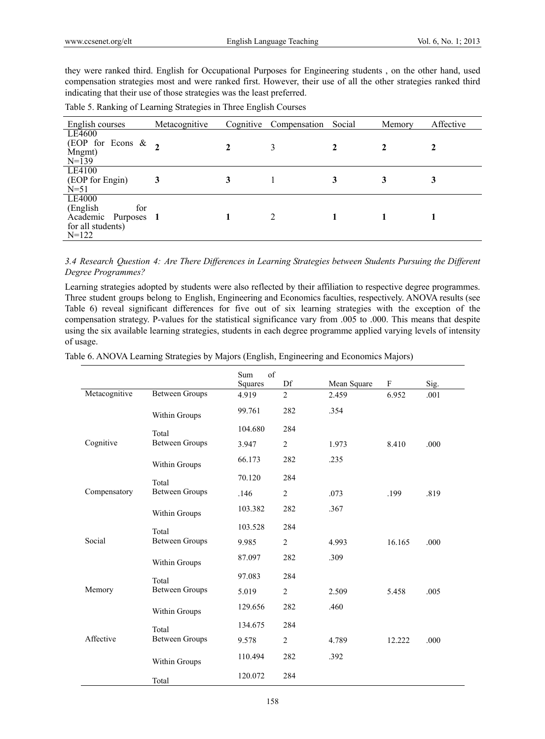they were ranked third. English for Occupational Purposes for Engineering students , on the other hand, used compensation strategies most and were ranked first. However, their use of all the other strategies ranked third indicating that their use of those strategies was the least preferred.

Table 5. Ranking of Learning Strategies in Three English Courses

| English courses | Metacognitive | Cognitive | Compensation | Social | Memory | Affective |
|---|---|---|---|---|---|---|
| LE4600 (EOP for Econs & Mngmt) N=139 | **2** | **2** | 3 | **2** | **2** | **2** |
| LE4100 (EOP for Engin) N=51 | **3** | **3** | 1 | **3** | **3** | **3** |
| LE4000 (English for Academic Purposes for all students) N=122 | **1** | **1** | 2 | **1** | **1** | **1** |

### *3.4 Research Question 4: Are There Differences in Learning Strategies between Students Pursuing the Different Degree Programmes?*

Learning strategies adopted by students were also reflected by their affiliation to respective degree programmes. Three student groups belong to English, Engineering and Economics faculties, respectively. ANOVA results (see Table 6) reveal significant differences for five out of six learning strategies with the exception of the compensation strategy. P-values for the statistical significance vary from .005 to .000. This means that despite using the six available learning strategies, students in each degree programme applied varying levels of intensity of usage.

Table 6. ANOVA Learning Strategies by Majors (English, Engineering and Economics Majors)

| | | Sum of Squares | Df | Mean Square | F | Sig. |
|---|---|---|---|---|---|---|
| Metacognitive | Between Groups | 4.919 | 2 | 2.459 | 6.952 | .001 |
| | Within Groups | 99.761 | 282 | .354 | | |
| | Total | 104.680 | 284 | | | |
| Cognitive | Between Groups | 3.947 | 2 | 1.973 | 8.410 | .000 |
| | Within Groups | 66.173 | 282 | .235 | | |
| | Total | 70.120 | 284 | | | |
| Compensatory | Between Groups | .146 | 2 | .073 | .199 | .819 |
| | Within Groups | 103.382 | 282 | .367 | | |
| | Total | 103.528 | 284 | | | |
| Social | Between Groups | 9.985 | 2 | 4.993 | 16.165 | .000 |
| | Within Groups | 87.097 | 282 | .309 | | |
| | Total | 97.083 | 284 | | | |
| Memory | Between Groups | 5.019 | 2 | 2.509 | 5.458 | .005 |
| | Within Groups | 129.656 | 282 | .460 | | |
| | Total | 134.675 | 284 | | | |
| Affective | Between Groups | 9.578 | 2 | 4.789 | 12.222 | .000 |
| | Within Groups | 110.494 | 282 | .392 | | |
| | Total | 120.072 | 284 | | | |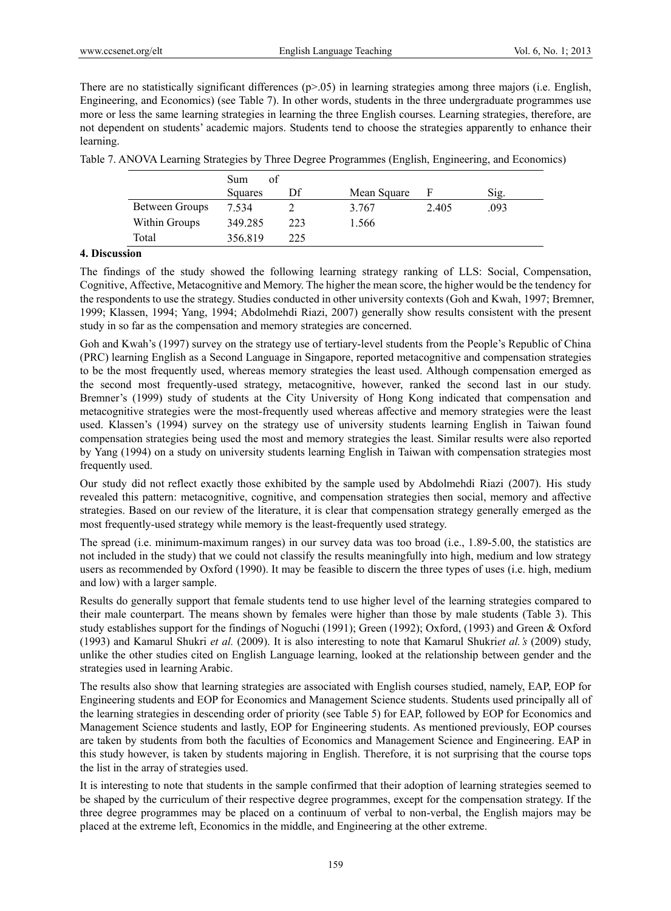There are no statistically significant differences (p>.05) in learning strategies among three majors (i.e. English, Engineering, and Economics) (see Table 7). In other words, students in the three undergraduate programmes use more or less the same learning strategies in learning the three English courses. Learning strategies, therefore, are not dependent on students' academic majors. Students tend to choose the strategies apparently to enhance their learning.

Table 7. ANOVA Learning Strategies by Three Degree Programmes (English, Engineering, and Economics)

| | Sum of Squares | Df | Mean Square | F | Sig. |
|---|---|---|---|---|---|
| Between Groups | 7.534 | 2 | 3.767 | 2.405 | .093 |
| Within Groups | 349.285 | 223 | 1.566 | | |
| Total | 356.819 | 225 | | | |

## 4. Discussion

The findings of the study showed the following learning strategy ranking of LLS: Social, Compensation, Cognitive, Affective, Metacognitive and Memory. The higher the mean score, the higher would be the tendency for the respondents to use the strategy. Studies conducted in other university contexts (Goh and Kwah, 1997; Bremner, 1999; Klassen, 1994; Yang, 1994; Abdolmehdi Riazi, 2007) generally show results consistent with the present study in so far as the compensation and memory strategies are concerned.

Goh and Kwah's (1997) survey on the strategy use of tertiary-level students from the People's Republic of China (PRC) learning English as a Second Language in Singapore, reported metacognitive and compensation strategies to be the most frequently used, whereas memory strategies the least used. Although compensation emerged as the second most frequently-used strategy, metacognitive, however, ranked the second last in our study. Bremner's (1999) study of students at the City University of Hong Kong indicated that compensation and metacognitive strategies were the most-frequently used whereas affective and memory strategies were the least used. Klassen's (1994) survey on the strategy use of university students learning English in Taiwan found compensation strategies being used the most and memory strategies the least. Similar results were also reported by Yang (1994) on a study on university students learning English in Taiwan with compensation strategies most frequently used.

Our study did not reflect exactly those exhibited by the sample used by Abdolmehdi Riazi (2007). His study revealed this pattern: metacognitive, cognitive, and compensation strategies then social, memory and affective strategies. Based on our review of the literature, it is clear that compensation strategy generally emerged as the most frequently-used strategy while memory is the least-frequently used strategy.

The spread (i.e. minimum-maximum ranges) in our survey data was too broad (i.e., 1.89-5.00, the statistics are not included in the study) that we could not classify the results meaningfully into high, medium and low strategy users as recommended by Oxford (1990). It may be feasible to discern the three types of uses (i.e. high, medium and low) with a larger sample.

Results do generally support that female students tend to use higher level of the learning strategies compared to their male counterpart. The means shown by females were higher than those by male students (Table 3). This study establishes support for the findings of Noguchi (1991); Green (1992); Oxford, (1993) and Green & Oxford (1993) and Kamarul Shukri *et al.* (2009). It is also interesting to note that Kamarul Shukri*et al.'s* (2009) study, unlike the other studies cited on English Language learning, looked at the relationship between gender and the strategies used in learning Arabic.

The results also show that learning strategies are associated with English courses studied, namely, EAP, EOP for Engineering students and EOP for Economics and Management Science students. Students used principally all of the learning strategies in descending order of priority (see Table 5) for EAP, followed by EOP for Economics and Management Science students and lastly, EOP for Engineering students. As mentioned previously, EOP courses are taken by students from both the faculties of Economics and Management Science and Engineering. EAP in this study however, is taken by students majoring in English. Therefore, it is not surprising that the course tops the list in the array of strategies used.

It is interesting to note that students in the sample confirmed that their adoption of learning strategies seemed to be shaped by the curriculum of their respective degree programmes, except for the compensation strategy. If the three degree programmes may be placed on a continuum of verbal to non-verbal, the English majors may be placed at the extreme left, Economics in the middle, and Engineering at the other extreme.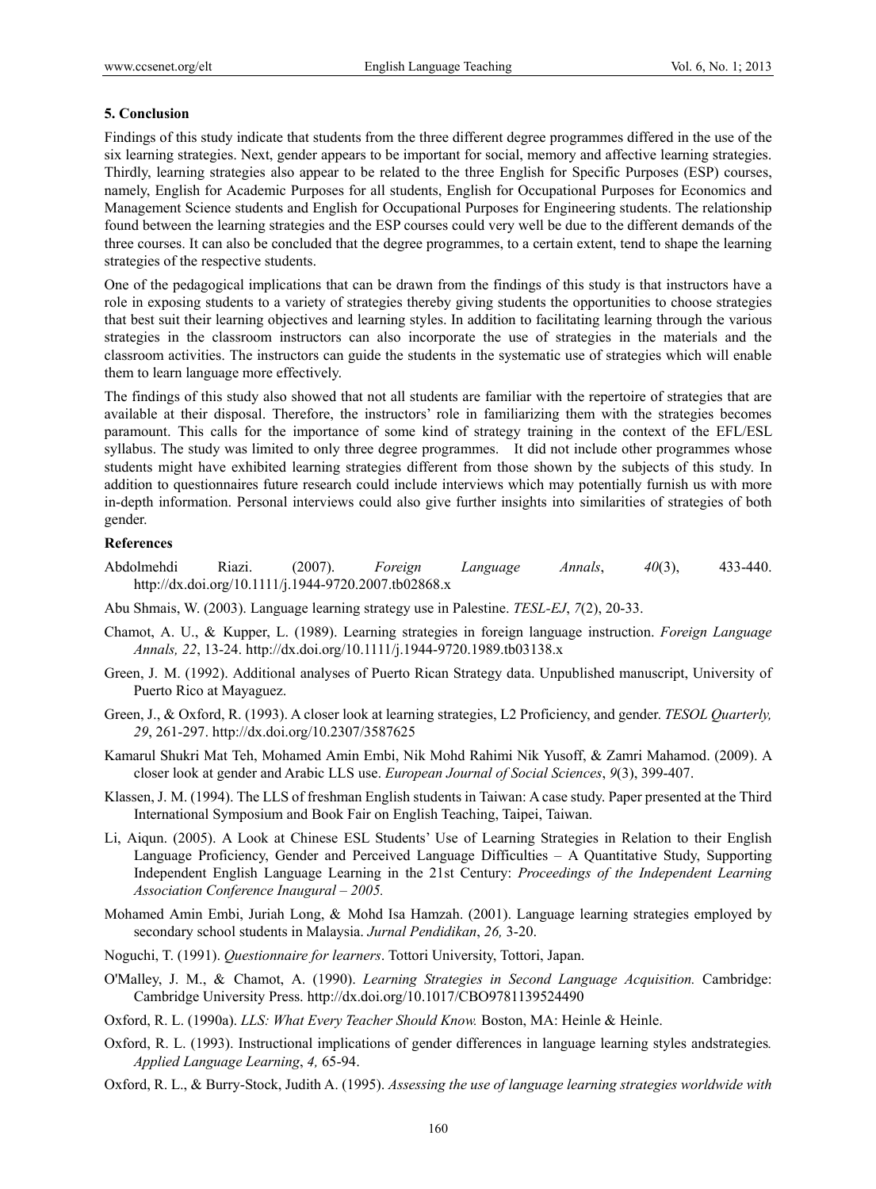## 5. Conclusion

Findings of this study indicate that students from the three different degree programmes differed in the use of the six learning strategies. Next, gender appears to be important for social, memory and affective learning strategies. Thirdly, learning strategies also appear to be related to the three English for Specific Purposes (ESP) courses, namely, English for Academic Purposes for all students, English for Occupational Purposes for Economics and Management Science students and English for Occupational Purposes for Engineering students. The relationship found between the learning strategies and the ESP courses could very well be due to the different demands of the three courses. It can also be concluded that the degree programmes, to a certain extent, tend to shape the learning strategies of the respective students.

One of the pedagogical implications that can be drawn from the findings of this study is that instructors have a role in exposing students to a variety of strategies thereby giving students the opportunities to choose strategies that best suit their learning objectives and learning styles. In addition to facilitating learning through the various strategies in the classroom instructors can also incorporate the use of strategies in the materials and the classroom activities. The instructors can guide the students in the systematic use of strategies which will enable them to learn language more effectively.

The findings of this study also showed that not all students are familiar with the repertoire of strategies that are available at their disposal. Therefore, the instructors' role in familiarizing them with the strategies becomes paramount. This calls for the importance of some kind of strategy training in the context of the EFL/ESL syllabus. The study was limited to only three degree programmes. It did not include other programmes whose students might have exhibited learning strategies different from those shown by the subjects of this study. In addition to questionnaires future research could include interviews which may potentially furnish us with more in-depth information. Personal interviews could also give further insights into similarities of strategies of both gender.

## References

Abdolmehdi Riazi. (2007). *Foreign Language Annals*, *40*(3), 433-440. http://dx.doi.org/10.1111/j.1944-9720.2007.tb02868.x

Abu Shmais, W. (2003). Language learning strategy use in Palestine. *TESL-EJ*, *7*(2), 20-33.

Chamot, A. U., & Kupper, L. (1989). Learning strategies in foreign language instruction. *Foreign Language Annals, 22*, 13-24. http://dx.doi.org/10.1111/j.1944-9720.1989.tb03138.x

Green, J. M. (1992). Additional analyses of Puerto Rican Strategy data. Unpublished manuscript, University of Puerto Rico at Mayaguez.

Green, J., & Oxford, R. (1993). A closer look at learning strategies, L2 Proficiency, and gender. *TESOL Quarterly, 29*, 261-297. http://dx.doi.org/10.2307/3587625

Kamarul Shukri Mat Teh, Mohamed Amin Embi, Nik Mohd Rahimi Nik Yusoff, & Zamri Mahamod. (2009). A closer look at gender and Arabic LLS use. *European Journal of Social Sciences*, *9*(3), 399-407.

Klassen, J. M. (1994). The LLS of freshman English students in Taiwan: A case study. Paper presented at the Third International Symposium and Book Fair on English Teaching, Taipei, Taiwan.

Li, Aiqun. (2005). A Look at Chinese ESL Students' Use of Learning Strategies in Relation to their English Language Proficiency, Gender and Perceived Language Difficulties – A Quantitative Study, Supporting Independent English Language Learning in the 21st Century: *Proceedings of the Independent Learning Association Conference Inaugural – 2005.*

Mohamed Amin Embi, Juriah Long, & Mohd Isa Hamzah. (2001). Language learning strategies employed by secondary school students in Malaysia. *Jurnal Pendidikan*, *26,* 3-20.

Noguchi, T. (1991). *Questionnaire for learners*. Tottori University, Tottori, Japan.

O'Malley, J. M., & Chamot, A. (1990). *Learning Strategies in Second Language Acquisition.* Cambridge: Cambridge University Press. http://dx.doi.org/10.1017/CBO9781139524490

Oxford, R. L. (1990a). *LLS: What Every Teacher Should Know.* Boston, MA: Heinle & Heinle.

Oxford, R. L. (1993). Instructional implications of gender differences in language learning styles andstrategies*. Applied Language Learning*, *4,* 65-94.

Oxford, R. L., & Burry-Stock, Judith A. (1995). *Assessing the use of language learning strategies worldwide with*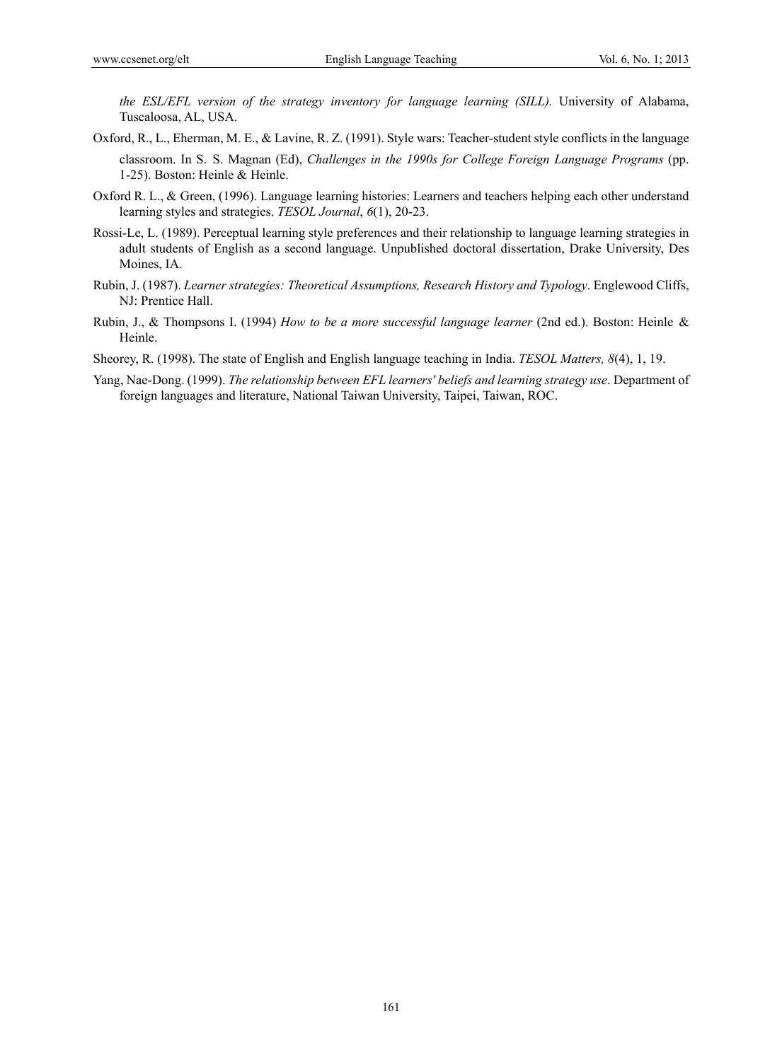*the ESL/EFL version of the strategy inventory for language learning (SILL).* University of Alabama, Tuscaloosa, AL, USA.

Oxford, R., L., Eherman, M. E., & Lavine, R. Z. (1991). Style wars: Teacher-student style conflicts in the language classroom. In S. S. Magnan (Ed), *Challenges in the 1990s for College Foreign Language Programs* (pp. 1-25). Boston: Heinle & Heinle.

Oxford R. L., & Green, (1996). Language learning histories: Learners and teachers helping each other understand learning styles and strategies. *TESOL Journal*, *6*(1), 20-23.

Rossi-Le, L. (1989). Perceptual learning style preferences and their relationship to language learning strategies in adult students of English as a second language. Unpublished doctoral dissertation, Drake University, Des Moines, IA.

Rubin, J. (1987). *Learner strategies: Theoretical Assumptions, Research History and Typology*. Englewood Cliffs, NJ: Prentice Hall.

Rubin, J., & Thompsons I. (1994) *How to be a more successful language learner* (2nd ed.). Boston: Heinle & Heinle.

Sheorey, R. (1998). The state of English and English language teaching in India. *TESOL Matters, 8*(4), 1, 19.

Yang, Nae-Dong. (1999). *The relationship between EFL learners' beliefs and learning strategy use*. Department of foreign languages and literature, National Taiwan University, Taipei, Taiwan, ROC.